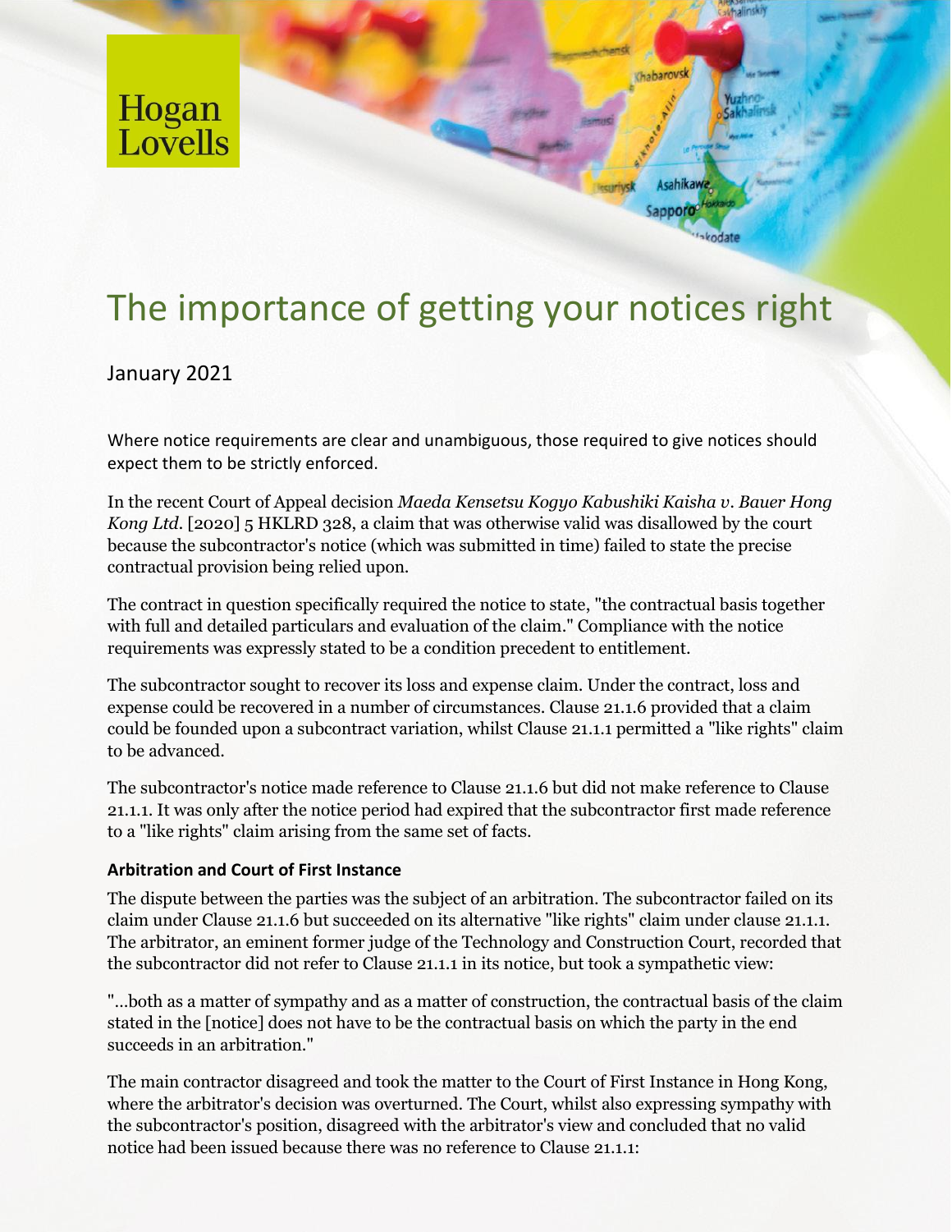Hogan Lovells

# The importance of getting your notices right

January 2021

Where notice requirements are clear and unambiguous, those required to give notices should expect them to be strictly enforced.

In the recent Court of Appeal decision *Maeda Kensetsu Kogyo Kabushiki Kaisha v. Bauer Hong Kong Ltd.* [2020] 5 HKLRD 328, a claim that was otherwise valid was disallowed by the court because the subcontractor's notice (which was submitted in time) failed to state the precise contractual provision being relied upon.

The contract in question specifically required the notice to state, "the contractual basis together with full and detailed particulars and evaluation of the claim." Compliance with the notice requirements was expressly stated to be a condition precedent to entitlement.

The subcontractor sought to recover its loss and expense claim. Under the contract, loss and expense could be recovered in a number of circumstances. Clause 21.1.6 provided that a claim could be founded upon a subcontract variation, whilst Clause 21.1.1 permitted a "like rights" claim to be advanced.

The subcontractor's notice made reference to Clause 21.1.6 but did not make reference to Clause 21.1.1. It was only after the notice period had expired that the subcontractor first made reference to a "like rights" claim arising from the same set of facts.

### Arbitration and Court of First Instance

The dispute between the parties was the subject of an arbitration. The subcontractor failed on its claim under Clause 21.1.6 but succeeded on its alternative "like rights" claim under clause 21.1.1. The arbitrator, an eminent former judge of the Technology and Construction Court, recorded that the subcontractor did not refer to Clause 21.1.1 in its notice, but took a sympathetic view:

"…both as a matter of sympathy and as a matter of construction, the contractual basis of the claim stated in the [notice] does not have to be the contractual basis on which the party in the end succeeds in an arbitration."

The main contractor disagreed and took the matter to the Court of First Instance in Hong Kong, where the arbitrator's decision was overturned. The Court, whilst also expressing sympathy with the subcontractor's position, disagreed with the arbitrator's view and concluded that no valid notice had been issued because there was no reference to Clause 21.1.1: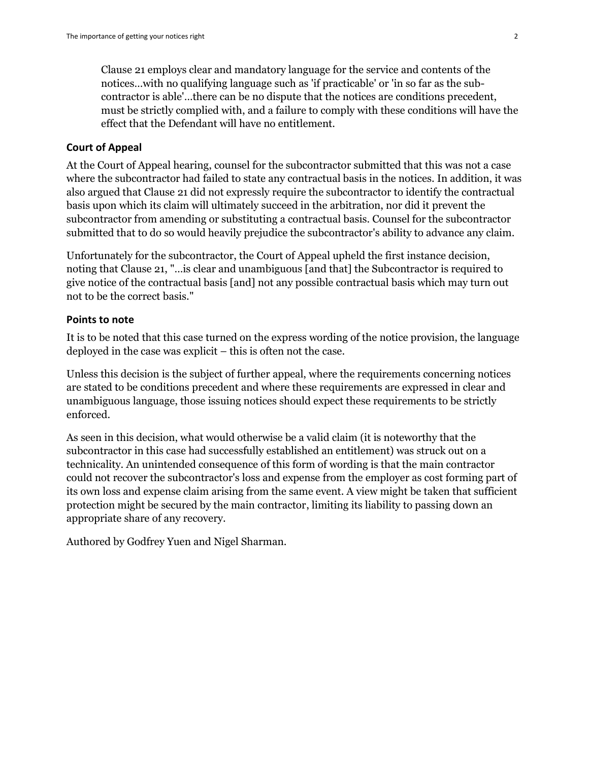> Clause 21 employs clear and mandatory language for the service and contents of the notices…with no qualifying language such as 'if practicable' or 'in so far as the sub-contractor is able'…there can be no dispute that the notices are conditions precedent, must be strictly complied with, and a failure to comply with these conditions will have the effect that the Defendant will have no entitlement.

### Court of Appeal

At the Court of Appeal hearing, counsel for the subcontractor submitted that this was not a case where the subcontractor had failed to state any contractual basis in the notices. In addition, it was also argued that Clause 21 did not expressly require the subcontractor to identify the contractual basis upon which its claim will ultimately succeed in the arbitration, nor did it prevent the subcontractor from amending or substituting a contractual basis. Counsel for the subcontractor submitted that to do so would heavily prejudice the subcontractor's ability to advance any claim.

Unfortunately for the subcontractor, the Court of Appeal upheld the first instance decision, noting that Clause 21, "…is clear and unambiguous [and that] the Subcontractor is required to give notice of the contractual basis [and] not any possible contractual basis which may turn out not to be the correct basis."

### Points to note

It is to be noted that this case turned on the express wording of the notice provision, the language deployed in the case was explicit – this is often not the case.

Unless this decision is the subject of further appeal, where the requirements concerning notices are stated to be conditions precedent and where these requirements are expressed in clear and unambiguous language, those issuing notices should expect these requirements to be strictly enforced.

As seen in this decision, what would otherwise be a valid claim (it is noteworthy that the subcontractor in this case had successfully established an entitlement) was struck out on a technicality. An unintended consequence of this form of wording is that the main contractor could not recover the subcontractor's loss and expense from the employer as cost forming part of its own loss and expense claim arising from the same event. A view might be taken that sufficient protection might be secured by the main contractor, limiting its liability to passing down an appropriate share of any recovery.

Authored by Godfrey Yuen and Nigel Sharman.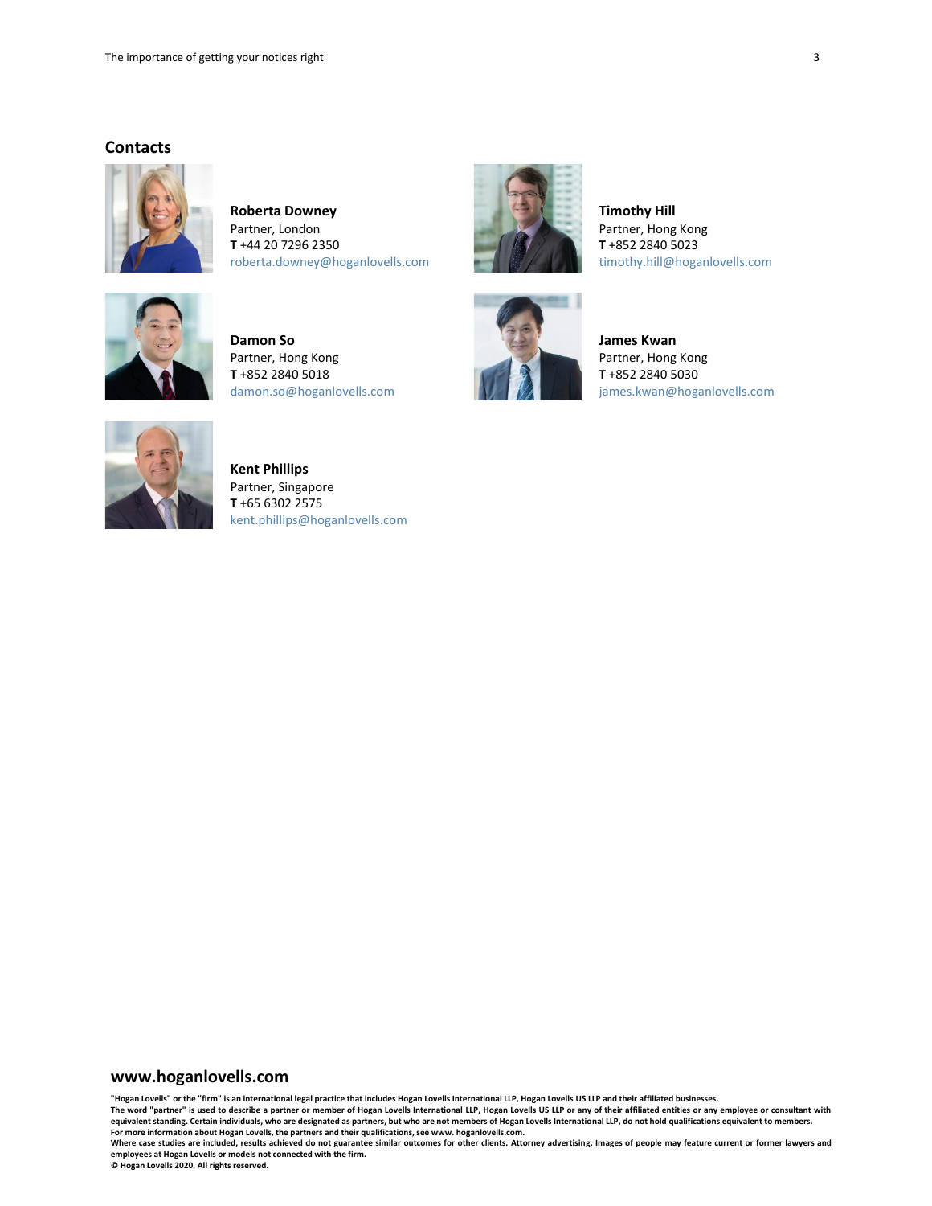## Contacts

**Roberta Downey**
Partner, London
**T** +44 20 7296 2350
roberta.downey@hoganlovells.com

**Timothy Hill**
Partner, Hong Kong
**T** +852 2840 5023
timothy.hill@hoganlovells.com

**Damon So**
Partner, Hong Kong
**T** +852 2840 5018
damon.so@hoganlovells.com

**James Kwan**
Partner, Hong Kong
**T** +852 2840 5030
james.kwan@hoganlovells.com

**Kent Phillips**
Partner, Singapore
**T** +65 6302 2575
kent.phillips@hoganlovells.com

**www.hoganlovells.com**

**"Hogan Lovells" or the "firm" is an international legal practice that includes Hogan Lovells International LLP, Hogan Lovells US LLP and their affiliated businesses.**
**The word "partner" is used to describe a partner or member of Hogan Lovells International LLP, Hogan Lovells US LLP or any of their affiliated entities or any employee or consultant with equivalent standing. Certain individuals, who are designated as partners, but who are not members of Hogan Lovells International LLP, do not hold qualifications equivalent to members.**
**For more information about Hogan Lovells, the partners and their qualifications, see www. hoganlovells.com.**
**Where case studies are included, results achieved do not guarantee similar outcomes for other clients. Attorney advertising. Images of people may feature current or former lawyers and employees at Hogan Lovells or models not connected with the firm.**
**© Hogan Lovells 2020. All rights reserved.**